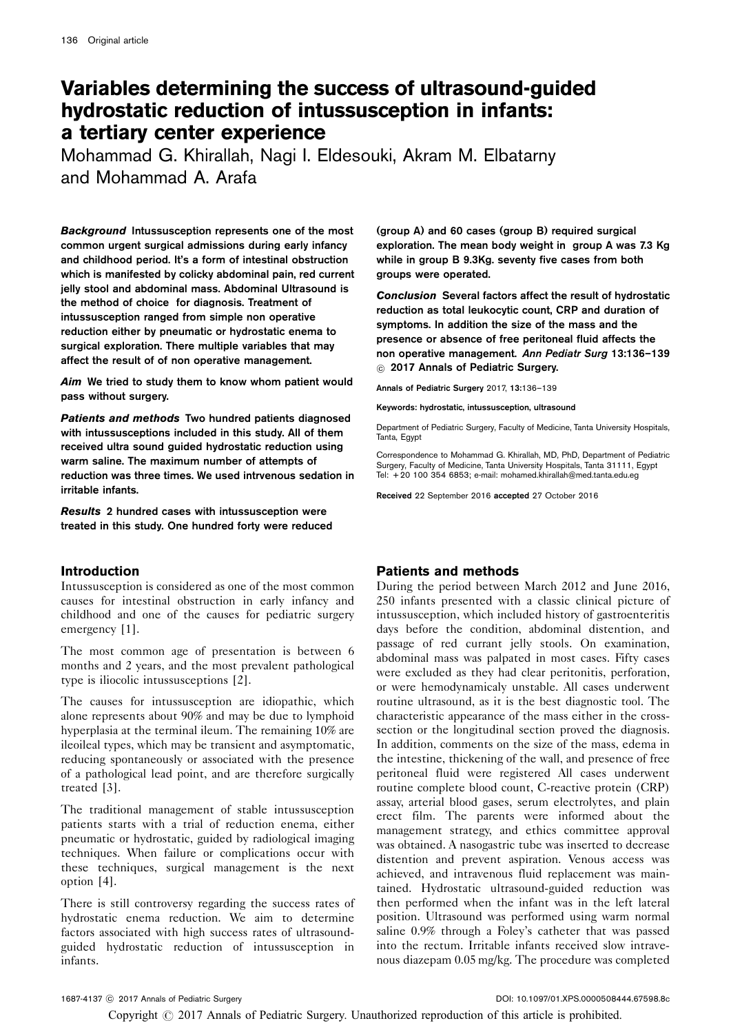# Variables determining the success of ultrasound-guided hydrostatic reduction of intussusception in infants: a tertiary center experience

Mohammad G. Khirallah, Nagi I. Eldesouki, Akram M. Elbatarny and Mohammad A. Arafa

***Background*** **Intussusception represents one of the most common urgent surgical admissions during early infancy and childhood period. It's a form of intestinal obstruction which is manifested by colicky abdominal pain, red current jelly stool and abdominal mass. Abdominal Ultrasound is the method of choice for diagnosis. Treatment of intussusception ranged from simple non operative reduction either by pneumatic or hydrostatic enema to surgical exploration. There multiple variables that may affect the result of of non operative management.**

***Aim*** **We tried to study them to know whom patient would pass without surgery.**

***Patients and methods*** **Two hundred patients diagnosed with intussusceptions included in this study. All of them received ultra sound guided hydrostatic reduction using warm saline. The maximum number of attempts of reduction was three times. We used intrvenous sedation in irritable infants.**

***Results*** **2 hundred cases with intussusception were treated in this study. One hundred forty were reduced (group A) and 60 cases (group B) required surgical exploration. The mean body weight in group A was 7.3 Kg while in group B 9.3Kg. seventy five cases from both groups were operated.**

***Conclusion*** **Several factors affect the result of hydrostatic reduction as total leukocytic count, CRP and duration of symptoms. In addition the size of the mass and the presence or absence of free peritoneal fluid affects the non operative management.** ***Ann Pediatr Surg*** **13:136–139 © 2017 Annals of Pediatric Surgery.**

Annals of Pediatric Surgery 2017, 13:136–139

Keywords: hydrostatic, intussusception, ultrasound

Department of Pediatric Surgery, Faculty of Medicine, Tanta University Hospitals, Tanta, Egypt

Correspondence to Mohammad G. Khirallah, MD, PhD, Department of Pediatric Surgery, Faculty of Medicine, Tanta University Hospitals, Tanta 31111, Egypt Tel: +20 100 354 6853; e-mail: mohamed.khirallah@med.tanta.edu.eg

Received 22 September 2016 accepted 27 October 2016

## Introduction

Intussusception is considered as one of the most common causes for intestinal obstruction in early infancy and childhood and one of the causes for pediatric surgery emergency [1].

The most common age of presentation is between 6 months and 2 years, and the most prevalent pathological type is iliocolic intussusceptions [2].

The causes for intussusception are idiopathic, which alone represents about 90% and may be due to lymphoid hyperplasia at the terminal ileum. The remaining 10% are ileoileal types, which may be transient and asymptomatic, reducing spontaneously or associated with the presence of a pathological lead point, and are therefore surgically treated [3].

The traditional management of stable intussusception patients starts with a trial of reduction enema, either pneumatic or hydrostatic, guided by radiological imaging techniques. When failure or complications occur with these techniques, surgical management is the next option [4].

There is still controversy regarding the success rates of hydrostatic enema reduction. We aim to determine factors associated with high success rates of ultrasound-guided hydrostatic reduction of intussusception in infants.

## Patients and methods

During the period between March 2012 and June 2016, 250 infants presented with a classic clinical picture of intussusception, which included history of gastroenteritis days before the condition, abdominal distention, and passage of red currant jelly stools. On examination, abdominal mass was palpated in most cases. Fifty cases were excluded as they had clear peritonitis, perforation, or were hemodynamicaly unstable. All cases underwent routine ultrasound, as it is the best diagnostic tool. The characteristic appearance of the mass either in the cross-section or the longitudinal section proved the diagnosis. In addition, comments on the size of the mass, edema in the intestine, thickening of the wall, and presence of free peritoneal fluid were registered All cases underwent routine complete blood count, C-reactive protein (CRP) assay, arterial blood gases, serum electrolytes, and plain erect film. The parents were informed about the management strategy, and ethics committee approval was obtained. A nasogastric tube was inserted to decrease distention and prevent aspiration. Venous access was achieved, and intravenous fluid replacement was maintained. Hydrostatic ultrasound-guided reduction was then performed when the infant was in the left lateral position. Ultrasound was performed using warm normal saline 0.9% through a Foley's catheter that was passed into the rectum. Irritable infants received slow intravenous diazepam 0.05 mg/kg. The procedure was completed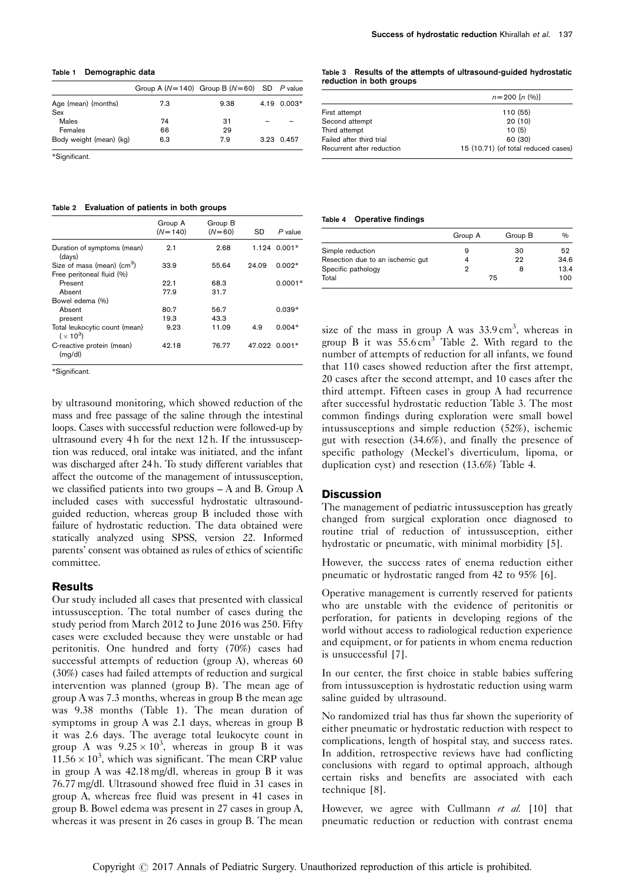**Table 1 Demographic data**

| | Group A (N=140) | Group B (N=60) | SD | P value |
|---|---|---|---|---|
| Age (mean) (months) | 7.3 | 9.38 | 4.19 | 0.003* |
| Sex | | | | |
| Males | 74 | 31 | – | – |
| Females | 66 | 29 | | |
| Body weight (mean) (kg) | 6.3 | 7.9 | 3.23 | 0.457 |

*Significant.

**Table 2 Evaluation of patients in both groups**

| | Group A (N=140) | Group B (N=60) | SD | P value |
|---|---|---|---|---|
| Duration of symptoms (mean) (days) | 2.1 | 2.68 | 1.124 | 0.001* |
| Size of mass (mean) ($cm^3$) | 33.9 | 55.64 | 24.09 | 0.002* |
| Free peritoneal fluid (%) | | | | |
| Present | 22.1 | 68.3 | | 0.0001* |
| Absent | 77.9 | 31.7 | | |
| Bowel edema (%) | | | | |
| Absent | 80.7 | 56.7 | | 0.039* |
| present | 19.3 | 43.3 | | |
| Total leukocytic count (mean) ($\times 10^3$) | 9.23 | 11.09 | 4.9 | 0.004* |
| C-reactive protein (mean) (mg/dl) | 42.18 | 76.77 | 47.022 | 0.001* |

*Significant.

by ultrasound monitoring, which showed reduction of the mass and free passage of the saline through the intestinal loops. Cases with successful reduction were followed-up by ultrasound every 4 h for the next 12 h. If the intussusception was reduced, oral intake was initiated, and the infant was discharged after 24 h. To study different variables that affect the outcome of the management of intussusception, we classified patients into two groups – A and B. Group A included cases with successful hydrostatic ultrasound-guided reduction, whereas group B included those with failure of hydrostatic reduction. The data obtained were statically analyzed using SPSS, version 22. Informed parents' consent was obtained as rules of ethics of scientific committee.

## Results

Our study included all cases that presented with classical intussusception. The total number of cases during the study period from March 2012 to June 2016 was 250. Fifty cases were excluded because they were unstable or had peritonitis. One hundred and forty (70%) cases had successful attempts of reduction (group A), whereas 60 (30%) cases had failed attempts of reduction and surgical intervention was planned (group B). The mean age of group A was 7.3 months, whereas in group B the mean age was 9.38 months (Table 1). The mean duration of symptoms in group A was 2.1 days, whereas in group B it was 2.6 days. The average total leukocyte count in group A was $9.25 \times 10^3$, whereas in group B it was $11.56 \times 10^3$, which was significant. The mean CRP value in group A was 42.18 mg/dl, whereas in group B it was 76.77 mg/dl. Ultrasound showed free fluid in 31 cases in group A, whereas free fluid was present in 41 cases in group B. Bowel edema was present in 27 cases in group A, whereas it was present in 26 cases in group B. The mean size of the mass in group A was $33.9\,cm^3$, whereas in group B it was $55.6\,cm^3$ Table 2. With regard to the number of attempts of reduction for all infants, we found that 110 cases showed reduction after the first attempt, 20 cases after the second attempt, and 10 cases after the third attempt. Fifteen cases in group A had recurrence after successful hydrostatic reduction Table 3. The most common findings during exploration were small bowel intussusceptions and simple reduction (52%), ischemic gut with resection (34.6%), and finally the presence of specific pathology (Meckel's diverticulum, lipoma, or duplication cyst) and resection (13.6%) Table 4.

**Table 3 Results of the attempts of ultrasound-guided hydrostatic reduction in both groups**

| | n=200 [n (%)] |
|---|---|
| First attempt | 110 (55) |
| Second attempt | 20 (10) |
| Third attempt | 10 (5) |
| Failed after third trial | 60 (30) |
| Recurrent after reduction | 15 (10.71) (of total reduced cases) |

**Table 4 Operative findings**

| | Group A | Group B | % |
|---|---|---|---|
| Simple reduction | 9 | 30 | 52 |
| Resection due to an ischemic gut | 4 | 22 | 34.6 |
| Specific pathology | 2 | 8 | 13.4 |
| Total | 75 | | 100 |

## Discussion

The management of pediatric intussusception has greatly changed from surgical exploration once diagnosed to routine trial of reduction of intussusception, either hydrostatic or pneumatic, with minimal morbidity [5].

However, the success rates of enema reduction either pneumatic or hydrostatic ranged from 42 to 95% [6].

Operative management is currently reserved for patients who are unstable with the evidence of peritonitis or perforation, for patients in developing regions of the world without access to radiological reduction experience and equipment, or for patients in whom enema reduction is unsuccessful [7].

In our center, the first choice in stable babies suffering from intussusception is hydrostatic reduction using warm saline guided by ultrasound.

No randomized trial has thus far shown the superiority of either pneumatic or hydrostatic reduction with respect to complications, length of hospital stay, and success rates. In addition, retrospective reviews have had conflicting conclusions with regard to optimal approach, although certain risks and benefits are associated with each technique [8].

However, we agree with Cullmann *et al.* [10] that pneumatic reduction or reduction with contrast enema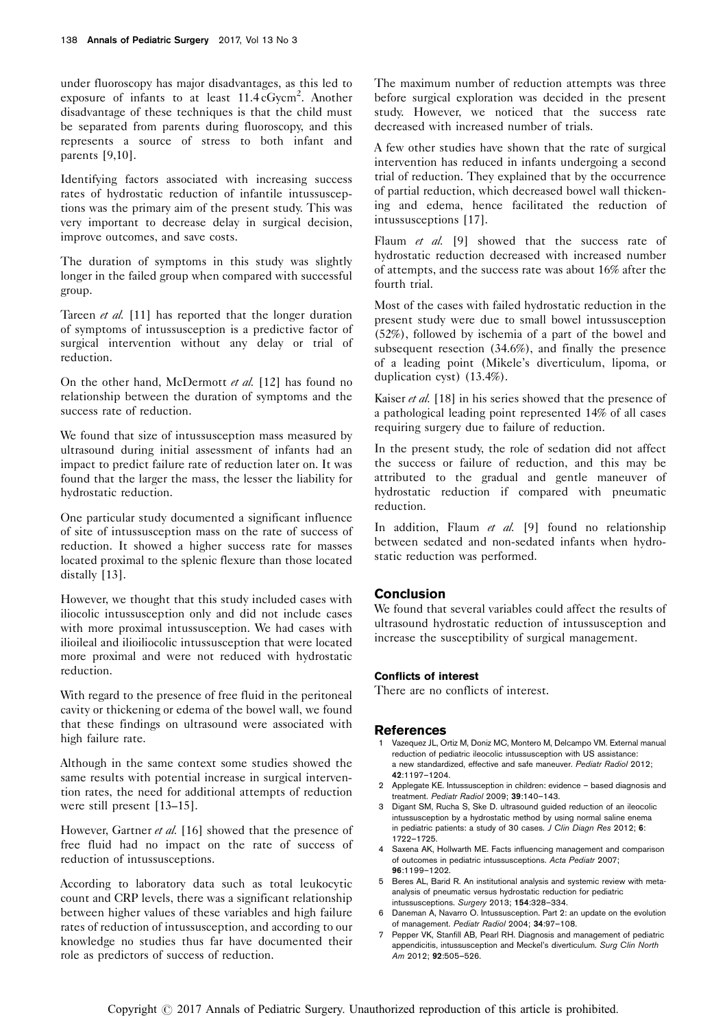under fluoroscopy has major disadvantages, as this led to exposure of infants to at least 11.4 $cGycm^2$. Another disadvantage of these techniques is that the child must be separated from parents during fluoroscopy, and this represents a source of stress to both infant and parents [9,10].

Identifying factors associated with increasing success rates of hydrostatic reduction of infantile intussusceptions was the primary aim of the present study. This was very important to decrease delay in surgical decision, improve outcomes, and save costs.

The duration of symptoms in this study was slightly longer in the failed group when compared with successful group.

Tareen *et al.* [11] has reported that the longer duration of symptoms of intussusception is a predictive factor of surgical intervention without any delay or trial of reduction.

On the other hand, McDermott *et al.* [12] has found no relationship between the duration of symptoms and the success rate of reduction.

We found that size of intussusception mass measured by ultrasound during initial assessment of infants had an impact to predict failure rate of reduction later on. It was found that the larger the mass, the lesser the liability for hydrostatic reduction.

One particular study documented a significant influence of site of intussusception mass on the rate of success of reduction. It showed a higher success rate for masses located proximal to the splenic flexure than those located distally [13].

However, we thought that this study included cases with iliocolic intussusception only and did not include cases with more proximal intussusception. We had cases with ilioileal and ilioiliocolic intussusception that were located more proximal and were not reduced with hydrostatic reduction.

With regard to the presence of free fluid in the peritoneal cavity or thickening or edema of the bowel wall, we found that these findings on ultrasound were associated with high failure rate.

Although in the same context some studies showed the same results with potential increase in surgical intervention rates, the need for additional attempts of reduction were still present [13–15].

However, Gartner *et al.* [16] showed that the presence of free fluid had no impact on the rate of success of reduction of intussusceptions.

According to laboratory data such as total leukocytic count and CRP levels, there was a significant relationship between higher values of these variables and high failure rates of reduction of intussusception, and according to our knowledge no studies thus far have documented their role as predictors of success of reduction.

The maximum number of reduction attempts was three before surgical exploration was decided in the present study. However, we noticed that the success rate decreased with increased number of trials.

A few other studies have shown that the rate of surgical intervention has reduced in infants undergoing a second trial of reduction. They explained that by the occurrence of partial reduction, which decreased bowel wall thickening and edema, hence facilitated the reduction of intussusceptions [17].

Flaum *et al.* [9] showed that the success rate of hydrostatic reduction decreased with increased number of attempts, and the success rate was about 16% after the fourth trial.

Most of the cases with failed hydrostatic reduction in the present study were due to small bowel intussusception (52%), followed by ischemia of a part of the bowel and subsequent resection (34.6%), and finally the presence of a leading point (Mikele's diverticulum, lipoma, or duplication cyst) (13.4%).

Kaiser *et al.* [18] in his series showed that the presence of a pathological leading point represented 14% of all cases requiring surgery due to failure of reduction.

In the present study, the role of sedation did not affect the success or failure of reduction, and this may be attributed to the gradual and gentle maneuver of hydrostatic reduction if compared with pneumatic reduction.

In addition, Flaum *et al.* [9] found no relationship between sedated and non-sedated infants when hydrostatic reduction was performed.

## Conclusion

We found that several variables could affect the results of ultrasound hydrostatic reduction of intussusception and increase the susceptibility of surgical management.

### Conflicts of interest

There are no conflicts of interest.

## References

1. Vazequez JL, Ortiz M, Doniz MC, Montero M, Delcampo VM. External manual reduction of pediatric ileocolic intussusception with US assistance: a new standardized, effective and safe maneuver. *Pediatr Radiol* 2012; **42**:1197–1204.
2. Applegate KE. Intussusception in children: evidence – based diagnosis and treatment. *Pediatr Radiol* 2009; **39**:140–143.
3. Digant SM, Rucha S, Ske D. ultrasound guided reduction of an ileocolic intussusception by a hydrostatic method by using normal saline enema in pediatric patients: a study of 30 cases. *J Clin Diagn Res* 2012; **6**: 1722–1725.
4. Saxena AK, Hollwarth ME. Facts influencing management and comparison of outcomes in pediatric intussusceptions. *Acta Pediatr* 2007; **96**:1199–1202.
5. Beres AL, Barid R. An institutional analysis and systemic review with meta-analysis of pneumatic versus hydrostatic reduction for pediatric intussusceptions. *Surgery* 2013; **154**:328–334.
6. Daneman A, Navarro O. Intussusception. Part 2: an update on the evolution of management. *Pediatr Radiol* 2004; **34**:97–108.
7. Pepper VK, Stanfill AB, Pearl RH. Diagnosis and management of pediatric appendicitis, intussusception and Meckel's diverticulum. *Surg Clin North Am* 2012; **92**:505–526.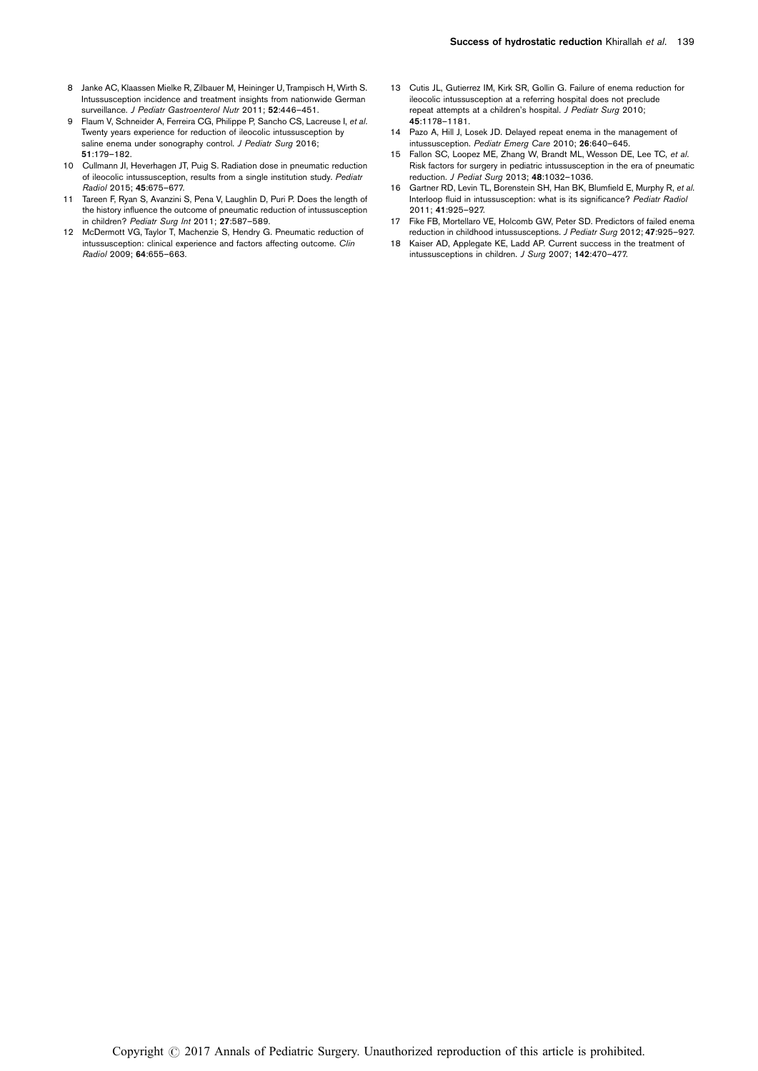8 Janke AC, Klaassen Mielke R, Zilbauer M, Heininger U, Trampisch H, Wirth S. Intussusception incidence and treatment insights from nationwide German surveillance. *J Pediatr Gastroenterol Nutr* 2011; **52**:446–451.

9 Flaum V, Schneider A, Ferreira CG, Philippe P, Sancho CS, Lacreuse I, *et al*. Twenty years experience for reduction of ileocolic intussusception by saline enema under sonography control. *J Pediatr Surg* 2016; **51**:179–182.

10 Cullmann JI, Heverhagen JT, Puig S. Radiation dose in pneumatic reduction of ileocolic intussusception, results from a single institution study. *Pediatr Radiol* 2015; **45**:675–677.

11 Tareen F, Ryan S, Avanzini S, Pena V, Laughlin D, Puri P. Does the length of the history influence the outcome of pneumatic reduction of intussusception in children? *Pediatr Surg Int* 2011; **27**:587–589.

12 McDermott VG, Taylor T, Machenzie S, Hendry G. Pneumatic reduction of intussusception: clinical experience and factors affecting outcome. *Clin Radiol* 2009; **64**:655–663.

13 Cutis JL, Gutierrez IM, Kirk SR, Gollin G. Failure of enema reduction for ileocolic intussusception at a referring hospital does not preclude repeat attempts at a children's hospital. *J Pediatr Surg* 2010; **45**:1178–1181.

14 Pazo A, Hill J, Losek JD. Delayed repeat enema in the management of intussusception. *Pediatr Emerg Care* 2010; **26**:640–645.

15 Fallon SC, Loopez ME, Zhang W, Brandt ML, Wesson DE, Lee TC, *et al*. Risk factors for surgery in pediatric intussusception in the era of pneumatic reduction. *J Pediat Surg* 2013; **48**:1032–1036.

16 Gartner RD, Levin TL, Borenstein SH, Han BK, Blumfield E, Murphy R, *et al*. Interloop fluid in intussusception: what is its significance? *Pediatr Radiol* 2011; **41**:925–927.

17 Fike FB, Mortellaro VE, Holcomb GW, Peter SD. Predictors of failed enema reduction in childhood intussusceptions. *J Pediatr Surg* 2012; **47**:925–927.

18 Kaiser AD, Applegate KE, Ladd AP. Current success in the treatment of intussusceptions in children. *J Surg* 2007; **142**:470–477.

Copyright © 2017 Annals of Pediatric Surgery. Unauthorized reproduction of this article is prohibited.